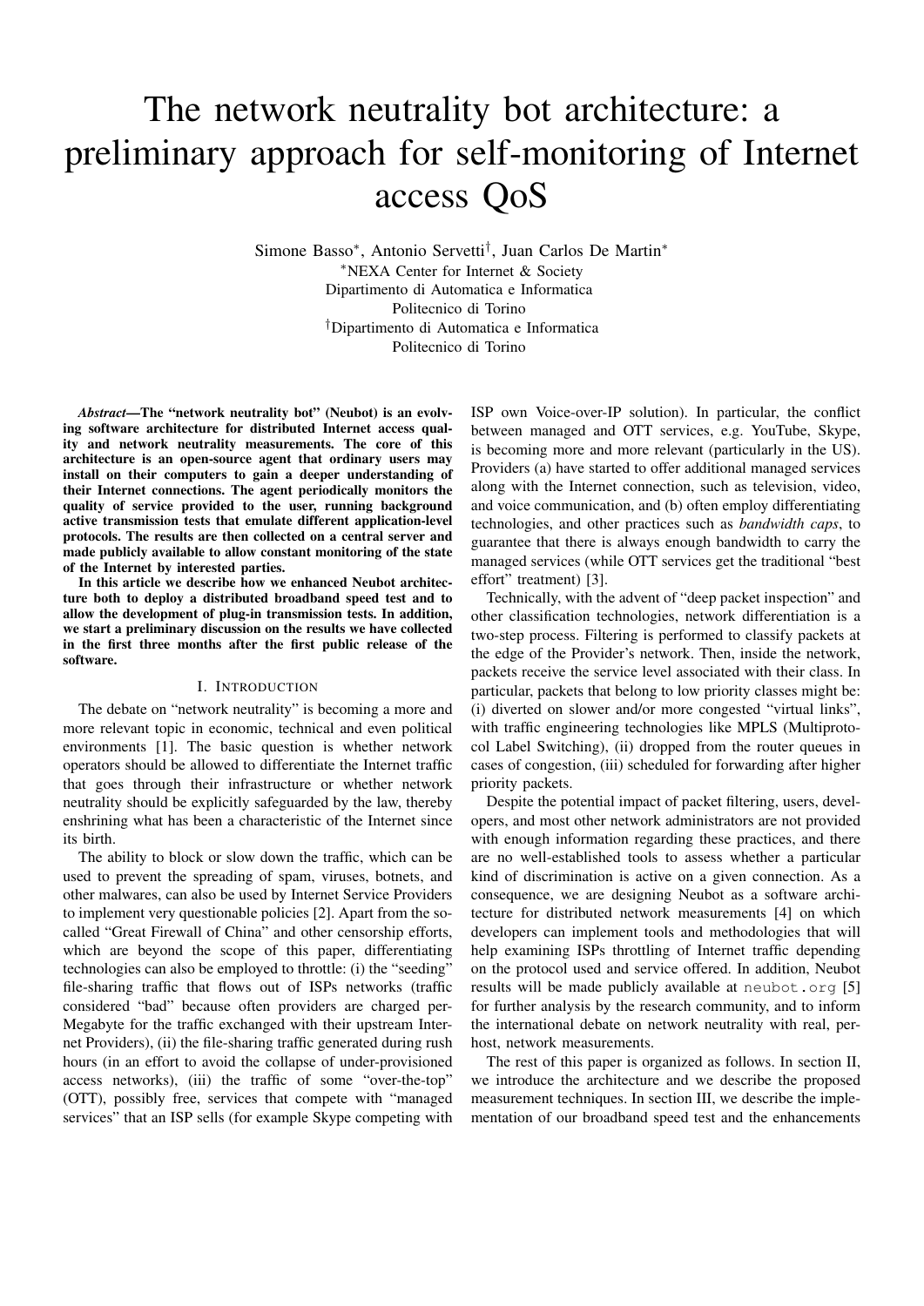# The network neutrality bot architecture: a preliminary approach for self-monitoring of Internet access QoS

Simone Basso[*], Antonio Servetti[†], Juan Carlos De Martin[*]

[*]NEXA Center for Internet & Society
Dipartimento di Automatica e Informatica
Politecnico di Torino

[†]Dipartimento di Automatica e Informatica
Politecnico di Torino

***Abstract*—The "network neutrality bot" (Neubot) is an evolving software architecture for distributed Internet access quality and network neutrality measurements. The core of this architecture is an open-source agent that ordinary users may install on their computers to gain a deeper understanding of their Internet connections. The agent periodically monitors the quality of service provided to the user, running background active transmission tests that emulate different application-level protocols. The results are then collected on a central server and made publicly available to allow constant monitoring of the state of the Internet by interested parties.**

**In this article we describe how we enhanced Neubot architecture both to deploy a distributed broadband speed test and to allow the development of plug-in transmission tests. In addition, we start a preliminary discussion on the results we have collected in the first three months after the first public release of the software.**

## I. Introduction

The debate on "network neutrality" is becoming a more and more relevant topic in economic, technical and even political environments [1]. The basic question is whether network operators should be allowed to differentiate the Internet traffic that goes through their infrastructure or whether network neutrality should be explicitly safeguarded by the law, thereby enshrining what has been a characteristic of the Internet since its birth.

The ability to block or slow down the traffic, which can be used to prevent the spreading of spam, viruses, botnets, and other malwares, can also be used by Internet Service Providers to implement very questionable policies [2]. Apart from the so-called "Great Firewall of China" and other censorship efforts, which are beyond the scope of this paper, differentiating technologies can also be employed to throttle: (i) the "seeding" file-sharing traffic that flows out of ISPs networks (traffic considered "bad" because often providers are charged per-Megabyte for the traffic exchanged with their upstream Internet Providers), (ii) the file-sharing traffic generated during rush hours (in an effort to avoid the collapse of some under-provisioned access networks), (iii) the traffic of some "over-the-top" (OTT), possibly free, services that compete with "managed services" that an ISP sells (for example Skype competing with ISP own Voice-over-IP solution). In particular, the conflict between managed and OTT services, e.g. YouTube, Skype, is becoming more and more relevant (particularly in the US). Providers (a) have started to offer additional managed services along with the Internet connection, such as television, video, and voice communication, and (b) often employ differentiating technologies, and other practices such as *bandwidth caps*, to guarantee that there is always enough bandwidth to carry the managed services (while OTT services get the traditional "best effort" treatment) [3].

Technically, with the advent of "deep packet inspection" and other classification technologies, network differentiation is a two-step process. Filtering is performed to classify packets at the edge of the Provider's network. Then, inside the network, packets receive the service level associated with their class. In particular, packets that belong to low priority classes might be: (i) diverted on slower and/or more congested "virtual links", with traffic engineering technologies like MPLS (Multiprotocol Label Switching), (ii) dropped from the router queues in cases of congestion, (iii) scheduled for forwarding after higher priority packets.

Despite the potential impact of packet filtering, users, developers, and most other network administrators are not provided with enough information regarding these practices, and there are no well-established tools to assess whether a particular kind of discrimination is active on a given connection. As a consequence, we are designing Neubot as a software architecture for distributed network measurements [4] on which developers can implement tools and methodologies that will help examining ISPs throttling of Internet traffic depending on the protocol used and service offered. In addition, Neubot results will be made publicly available at `neubot.org` [5] for further analysis by the research community, and to inform the international debate on network neutrality with real, per-host, network measurements.

The rest of this paper is organized as follows. In section II, we introduce the architecture and we describe the proposed measurement techniques. In section III, we describe the implementation of our broadband speed test and the enhancements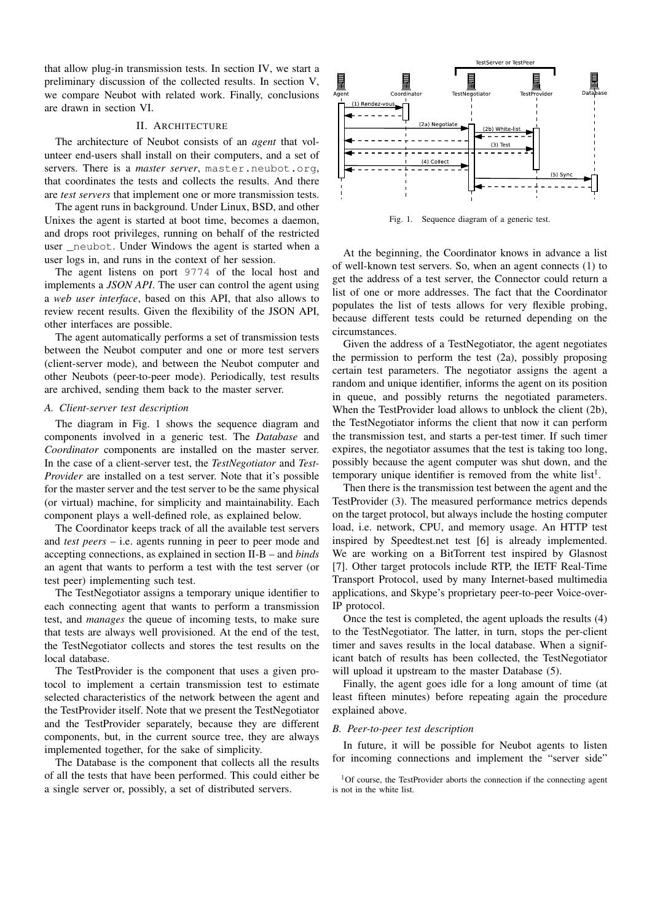that allow plug-in transmission tests. In section IV, we start a preliminary discussion of the collected results. In section V, we compare Neubot with related work. Finally, conclusions are drawn in section VI.

## II. Architecture

The architecture of Neubot consists of an *agent* that volunteer end-users shall install on their computers, and a set of servers. There is a *master server*, `master.neubot.org`, that coordinates the tests and collects the results. And there are *test servers* that implement one or more transmission tests.

The agent runs in background. Under Linux, BSD, and other Unixes the agent is started at boot time, becomes a daemon, and drops root privileges, running on behalf of the restricted user `_neubot`. Under Windows the agent is started when a user logs in, and runs in the context of her session.

The agent listens on port `9774` of the local host and implements a *JSON API*. The user can control the agent using a *web user interface*, based on this API, that also allows to review recent results. Given the flexibility of the JSON API, other interfaces are possible.

The agent automatically performs a set of transmission tests between the Neubot computer and one or more test servers (client-server mode), and between the Neubot computer and other Neubots (peer-to-peer mode). Periodically, test results are archived, sending them back to the master server.

### A. Client-server test description

The diagram in Fig. 1 shows the sequence diagram and components involved in a generic test. The *Database* and *Coordinator* components are installed on the master server. In the case of a client-server test, the *TestNegotiator* and *TestProvider* are installed on a test server. Note that it's possible for the master server and the test server to be the same physical (or virtual) machine, for simplicity and maintainability. Each component plays a well-defined role, as explained below.

The Coordinator keeps track of all the available test servers and *test peers* – i.e. agents running in peer to peer mode and accepting connections, as explained in section II-B – and *binds* an agent that wants to perform a test with the test server (or test peer) implementing such test.

The TestNegotiator assigns a temporary unique identifier to each connecting agent that wants to perform a transmission test, and *manages* the queue of incoming tests, to make sure that tests are always well provisioned. At the end of the test, the TestNegotiator collects and stores the test results on the local database.

The TestProvider is the component that uses a given protocol to implement a certain transmission test to estimate selected characteristics of the network between the agent and the TestProvider itself. Note that we present the TestNegotiator and the TestProvider separately, because they are different components, but, in the current source tree, they are always implemented together, for the sake of simplicity.

The Database is the component that collects all the results of all the tests that have been performed. This could either be a single server or, possibly, a set of distributed servers.

Fig. 1. Sequence diagram of a generic test.

At the beginning, the Coordinator knows in advance a list of well-known test servers. So, when an agent connects (1) to get the address of a test server, the Connector could return a list of one or more addresses. The fact that the Coordinator populates the list of tests allows for very flexible probing, because different tests could be returned depending on the circumstances.

Given the address of a TestNegotiator, the agent negotiates the permission to perform the test (2a), possibly proposing certain test parameters. The negotiator assigns the agent a random and unique identifier, informs the agent on its position in queue, and possibly returns the negotiated parameters. When the TestProvider load allows to unblock the client (2b), the TestNegotiator informs the client that now it can perform the transmission test, and starts a per-test timer. If such timer expires, the negotiator assumes that the test is taking too long, possibly because the agent computer was shut down, and the temporary unique identifier is removed from the white list[1].

Then there is the transmission test between the agent and the TestProvider (3). The measured performance metrics depends on the target protocol, but always include the hosting computer load, i.e. network, CPU, and memory usage. An HTTP test inspired by Speedtest.net test [6] is already implemented. We are working on a BitTorrent test inspired by Glasnost [7]. Other target protocols include RTP, the IETF Real-Time Transport Protocol, used by many Internet-based multimedia applications, and Skype's proprietary peer-to-peer Voice-over-IP protocol.

Once the test is completed, the agent uploads the results (4) to the TestNegotiator. The latter, in turn, stops the per-client timer and saves results in the local database. When a significant batch of results has been collected, the TestNegotiator will upload it upstream to the master Database (5).

Finally, the agent goes idle for a long amount of time (at least fifteen minutes) before repeating again the procedure explained above.

### B. Peer-to-peer test description

In future, it will be possible for Neubot agents to listen for incoming connections and implement the "server side"

[1] Of course, the TestProvider aborts the connection if the connecting agent is not in the white list.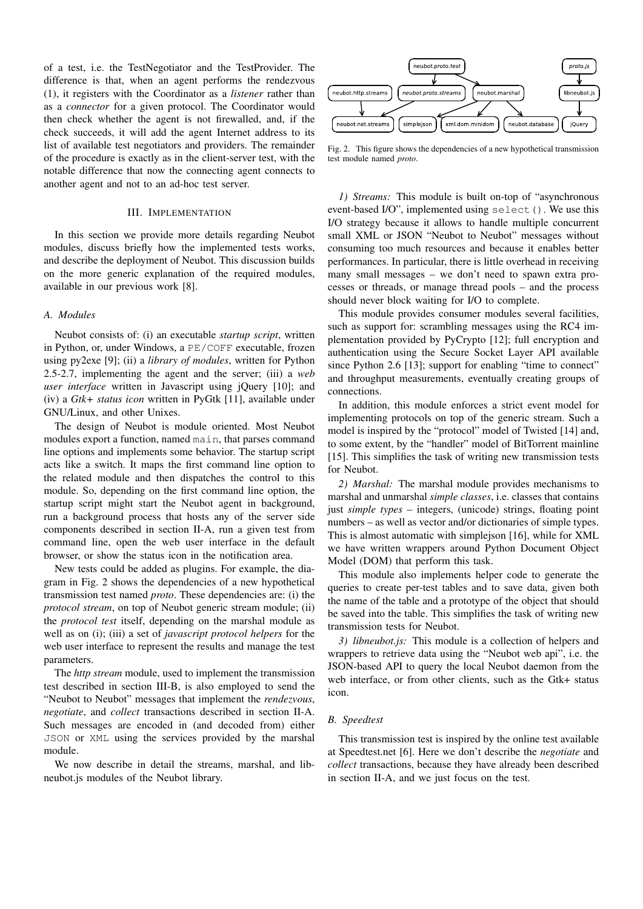of a test, i.e. the TestNegotiator and the TestProvider. The difference is that, when an agent performs the rendezvous (1), it registers with the Coordinator as a *listener* rather than as a *connector* for a given protocol. The Coordinator would then check whether the agent is not firewalled, and, if the check succeeds, it will add the agent Internet address to its list of available test negotiators and providers. The remainder of the procedure is exactly as in the client-server test, with the notable difference that now the connecting agent connects to another agent and not to an ad-hoc test server.

## III. Implementation

In this section we provide more details regarding Neubot modules, discuss briefly how the implemented tests works, and describe the deployment of Neubot. This discussion builds on the more generic explanation of the required modules, available in our previous work [8].

### A. Modules

Neubot consists of: (i) an executable *startup script*, written in Python, or, under Windows, a `PE/COFF` executable, frozen using py2exe [9]; (ii) a *library of modules*, written for Python 2.5-2.7, implementing the agent and the server; (iii) a *web user interface* written in Javascript using jQuery [10]; and (iv) a *Gtk+ status icon* written in PyGtk [11], available under GNU/Linux, and other Unixes.

The design of Neubot is module oriented. Most Neubot modules export a function, named `main`, that parses command line options and implements some behavior. The startup script acts like a switch. It maps the first command line option to the related module and then dispatches the control to this module. So, depending on the first command line option, the startup script might start the Neubot agent in background, run a background process that hosts any of the server side components described in section II-A, run a given test from command line, open the web user interface in the default browser, or show the status icon in the notification area.

New tests could be added as plugins. For example, the diagram in Fig. 2 shows the dependencies of a new hypothetical transmission test named *proto*. These dependencies are: (i) the *protocol stream*, on top of Neubot generic stream module; (ii) the *protocol test* itself, depending on the marshal module as well as on (i); (iii) a set of *javascript protocol helpers* for the web user interface to represent the results and manage the test parameters.

The *http stream* module, used to implement the transmission test described in section III-B, is also employed to send the "Neubot to Neubot" messages that implement the *rendezvous*, *negotiate*, and *collect* transactions described in section II-A. Such messages are encoded in (and decoded from) either `JSON` or `XML` using the services provided by the marshal module.

We now describe in detail the streams, marshal, and libneubot.js modules of the Neubot library.

neubot.proto.test
proto.js
neubot.http.streams
neubot.proto.streams
neubot.marshal
libneubot.js
neubot.net.streams
simplejson
xml.dom.minidom
neubot.database
jQuery

Fig. 2. This figure shows the dependencies of a new hypothetical transmission test module named *proto*.

*1) Streams:* This module is built on-top of "asynchronous event-based I/O", implemented using `select()`. We use this I/O strategy because it allows to handle multiple concurrent small XML or JSON "Neubot to Neubot" messages without consuming too much resources and because it enables better performances. In particular, there is little overhead in receiving many small messages – we don't need to spawn extra processes or threads, or manage thread pools – and the process should never block waiting for I/O to complete.

This module provides consumer modules several facilities, such as support for: scrambling messages using the RC4 implementation provided by PyCrypto [12]; full encryption and authentication using the Secure Socket Layer API available since Python 2.6 [13]; support for enabling "time to connect" and throughput measurements, eventually creating groups of connections.

In addition, this module enforces a strict event model for implementing protocols on top of the generic stream. Such a model is inspired by the "protocol" model of Twisted [14] and, to some extent, by the "handler" model of BitTorrent mainline [15]. This simplifies the task of writing new transmission tests for Neubot.

*2) Marshal:* The marshal module provides mechanisms to marshal and unmarshal *simple classes*, i.e. classes that contains just *simple types* – integers, (unicode) strings, floating point numbers – as well as vector and/or dictionaries of simple types. This is almost automatic with simplejson [16], while for XML we have written wrappers around Python Document Object Model (DOM) that perform this task.

This module also implements helper code to generate the queries to create per-test tables and to save data, given both the name of the table and a prototype of the object that should be saved into the table. This simplifies the task of writing new transmission tests for Neubot.

*3) libneubot.js:* This module is a collection of helpers and wrappers to retrieve data using the "Neubot web api", i.e. the JSON-based API to query the local Neubot daemon from the web interface, or from other clients, such as the Gtk+ status icon.

### B. Speedtest

This transmission test is inspired by the online test available at Speedtest.net [6]. Here we don't describe the *negotiate* and *collect* transactions, because they have already been described in section II-A, and we just focus on the test.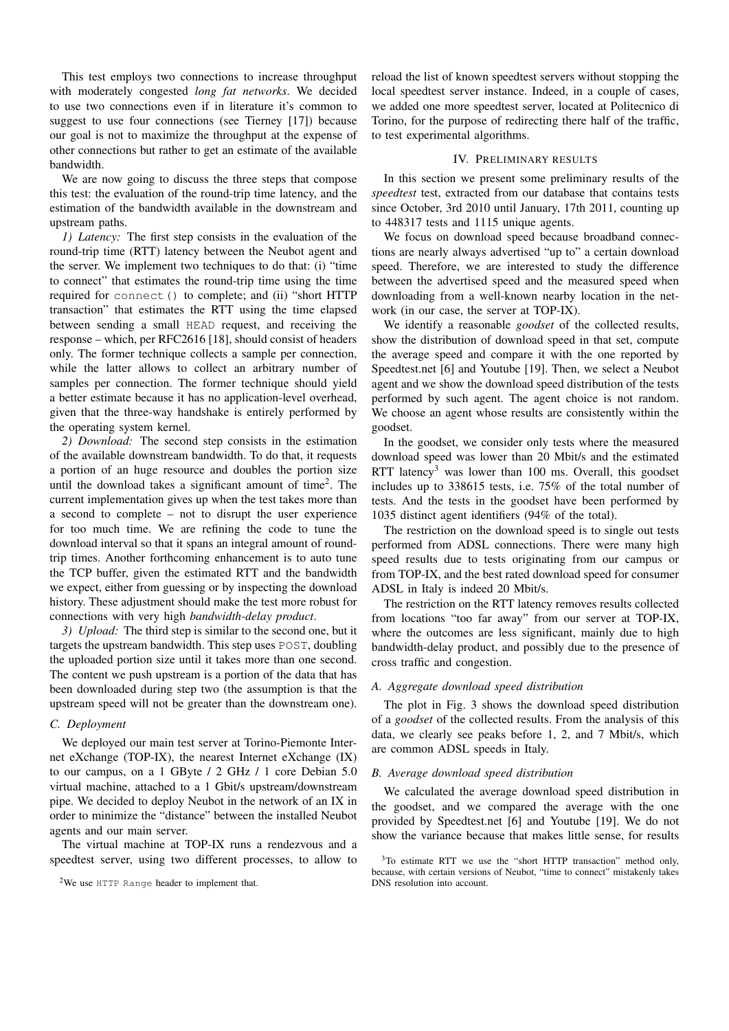This test employs two connections to increase throughput with moderately congested *long fat networks*. We decided to use two connections even if in literature it's common to suggest to use four connections (see Tierney [17]) because our goal is not to maximize the throughput at the expense of other connections but rather to get an estimate of the available bandwidth.

We are now going to discuss the three steps that compose this test: the evaluation of the round-trip time latency, and the estimation of the bandwidth available in the downstream and upstream paths.

*1) Latency:* The first step consists in the evaluation of the round-trip time (RTT) latency between the Neubot agent and the server. We implement two techniques to do that: (i) "time to connect" that estimates the round-trip time using the time required for `connect()` to complete; and (ii) "short HTTP transaction" that estimates the RTT using the time elapsed between sending a small `HEAD` request, and receiving the response – which, per RFC2616 [18], should consist of headers only. The former technique collects a sample per connection, while the latter allows to collect an arbitrary number of samples per connection. The former technique should yield a better estimate because it has no application-level overhead, given that the three-way handshake is entirely performed by the operating system kernel.

*2) Download:* The second step consists in the estimation of the available downstream bandwidth. To do that, it requests a portion of an huge resource and doubles the portion size until the download takes a significant amount of time[2]. The current implementation gives up when the test takes more than a second to complete – not to disrupt the user experience for too much time. We are refining the code to tune the download interval so that it spans an integral amount of round-trip times. Another forthcoming enhancement is to auto tune the TCP buffer, given the estimated RTT and the bandwidth we expect, either from guessing or by inspecting the download history. These adjustment should make the test more robust for connections with very high *bandwidth-delay product*.

*3) Upload:* The third step is similar to the second one, but it targets the upstream bandwidth. This step uses `POST`, doubling the uploaded portion size until it takes more than one second. The content we push upstream is a portion of the data that has been downloaded during step two (the assumption is that the upstream speed will not be greater than the downstream one).

### C. Deployment

We deployed our main test server at Torino-Piemonte Internet eXchange (TOP-IX), the nearest Internet eXchange (IX) to our campus, on a 1 GByte / 2 GHz / 1 core Debian 5.0 virtual machine, attached to a 1 Gbit/s upstream/downstream pipe. We decided to deploy Neubot in the network of an IX in order to minimize the "distance" between the installed Neubot agents and our main server.

The virtual machine at TOP-IX runs a rendezvous and a speedtest server, using two different processes, to allow to reload the list of known speedtest servers without stopping the local speedtest server instance. Indeed, in a couple of cases, we added one more speedtest server, located at Politecnico di Torino, for the purpose of redirecting there half of the traffic, to test experimental algorithms.

## IV. Preliminary results

In this section we present some preliminary results of the *speedtest* test, extracted from our database that contains tests since October, 3rd 2010 until January, 17th 2011, counting up to 448317 tests and 1115 unique agents.

We focus on download speed because broadband connections are nearly always advertised "up to" a certain download speed. Therefore, we are interested to study the difference between the advertised speed and the measured speed when downloading from a well-known nearby location in the network (in our case, the server at TOP-IX).

We identify a reasonable *goodset* of the collected results, show the distribution of download speed in that set, compute the average speed and compare it with the one reported by Speedtest.net [6] and Youtube [19]. Then, we select a Neubot agent and we show the download speed distribution of the tests performed by such agent. The agent choice is not random. We choose an agent whose results are consistently within the goodset.

In the goodset, we consider only tests where the measured download speed was lower than 20 Mbit/s and the estimated RTT latency[3] was lower than 100 ms. Overall, this goodset includes up to 338615 tests, i.e. 75% of the total number of tests. And the tests in the goodset have been performed by 1035 distinct agent identifiers (94% of the total).

The restriction on the download speed is to single out tests performed from ADSL connections. There were many high speed results due to tests originating from our campus or from TOP-IX, and the best rated download speed for consumer ADSL in Italy is indeed 20 Mbit/s.

The restriction on the RTT latency removes results collected from locations "too far away" from our server at TOP-IX, where the outcomes are less significant, mainly due to high bandwidth-delay product, and possibly due to the presence of cross traffic and congestion.

### A. Aggregate download speed distribution

The plot in Fig. 3 shows the download speed distribution of a *goodset* of the collected results. From the analysis of this data, we clearly see peaks before 1, 2, and 7 Mbit/s, which are common ADSL speeds in Italy.

### B. Average download speed distribution

We calculated the average download speed distribution in the goodset, and we compared the average with the one provided by Speedtest.net [6] and Youtube [19]. We do not show the variance because that makes little sense, for results

[2]We use `HTTP Range` header to implement that.

[3]To estimate RTT we use the "short HTTP transaction" method only, because, with certain versions of Neubot, "time to connect" mistakenly takes DNS resolution into account.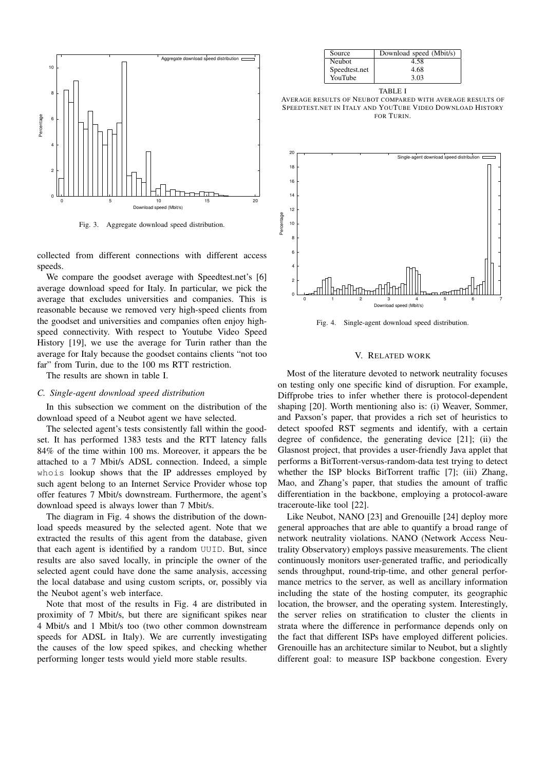Fig. 3. Aggregate download speed distribution.

collected from different connections with different access speeds.

We compare the goodset average with Speedtest.net's [6] average download speed for Italy. In particular, we pick the average that excludes universities and companies. This is reasonable because we removed very high-speed clients from the goodset and universities and companies often enjoy high-speed connectivity. With respect to Youtube Video Speed History [19], we use the average for Turin rather than the average for Italy because the goodset contains clients "not too far" from Turin, due to the 100 ms RTT restriction.

The results are shown in table I.

### *C. Single-agent download speed distribution*

In this subsection we comment on the distribution of the download speed of a Neubot agent we have selected.

The selected agent's tests consistently fall within the goodset. It has performed 1383 tests and the RTT latency falls 84% of the time within 100 ms. Moreover, it appears the be attached to a 7 Mbit/s ADSL connection. Indeed, a simple `whois` lookup shows that the IP addresses employed by such agent belong to an Internet Service Provider whose top offer features 7 Mbit/s downstream. Furthermore, the agent's download speed is always lower than 7 Mbit/s.

The diagram in Fig. 4 shows the distribution of the download speeds measured by the selected agent. Note that we extracted the results of this agent from the database, given that each agent is identified by a random `UUID`. But, since results are also saved locally, in principle the owner of the selected agent could have done the same analysis, accessing the local database and using custom scripts, or, possibly via the Neubot agent's web interface.

Note that most of the results in Fig. 4 are distributed in proximity of 7 Mbit/s, but there are significant spikes near 4 Mbit/s and 1 Mbit/s too (two other common downstream speeds for ADSL in Italy). We are currently investigating the causes of the low speed spikes, and checking whether performing longer tests would yield more stable results.

| Source | Download speed (Mbit/s) |
|---|---|
| Neubot | 4.58 |
| Speedtest.net | 4.68 |
| YouTube | 3.03 |

TABLE I
AVERAGE RESULTS OF NEUBOT COMPARED WITH AVERAGE RESULTS OF SPEEDTEST.NET IN ITALY AND YOUTUBE VIDEO DOWNLOAD HISTORY FOR TURIN.

Fig. 4. Single-agent download speed distribution.

## V. RELATED WORK

Most of the literature devoted to network neutrality focuses on testing only one specific kind of disruption. For example, Diffprobe tries to infer whether there is protocol-dependent shaping [20]. Worth mentioning also is: (i) Weaver, Sommer, and Paxson's paper, that provides a rich set of heuristics to detect spoofed RST segments and identify, with a certain degree of confidence, the generating device [21]; (ii) the Glasnost project, that provides a user-friendly Java applet that performs a BitTorrent-versus-random-data test trying to detect whether the ISP blocks BitTorrent traffic [7]; (iii) Zhang, Mao, and Zhang's paper, that studies the amount of traffic differentiation in the backbone, employing a protocol-aware traceroute-like tool [22].

Like Neubot, NANO [23] and Grenouille [24] deploy more general approaches that are able to quantify a broad range of network neutrality violations. NANO (Network Access Neutrality Observatory) employs passive measurements. The client continuously monitors user-generated traffic, and periodically sends throughput, round-trip-time, and other general performance metrics to the server, as well as ancillary information including the state of the hosting computer, its geographic location, the browser, and the operating system. Interestingly, the server relies on stratification to cluster the clients in strata where the difference in performance depends only on the fact that different ISPs have employed different policies. Grenouille has an architecture similar to Neubot, but a slightly different goal: to measure ISP backbone congestion. Every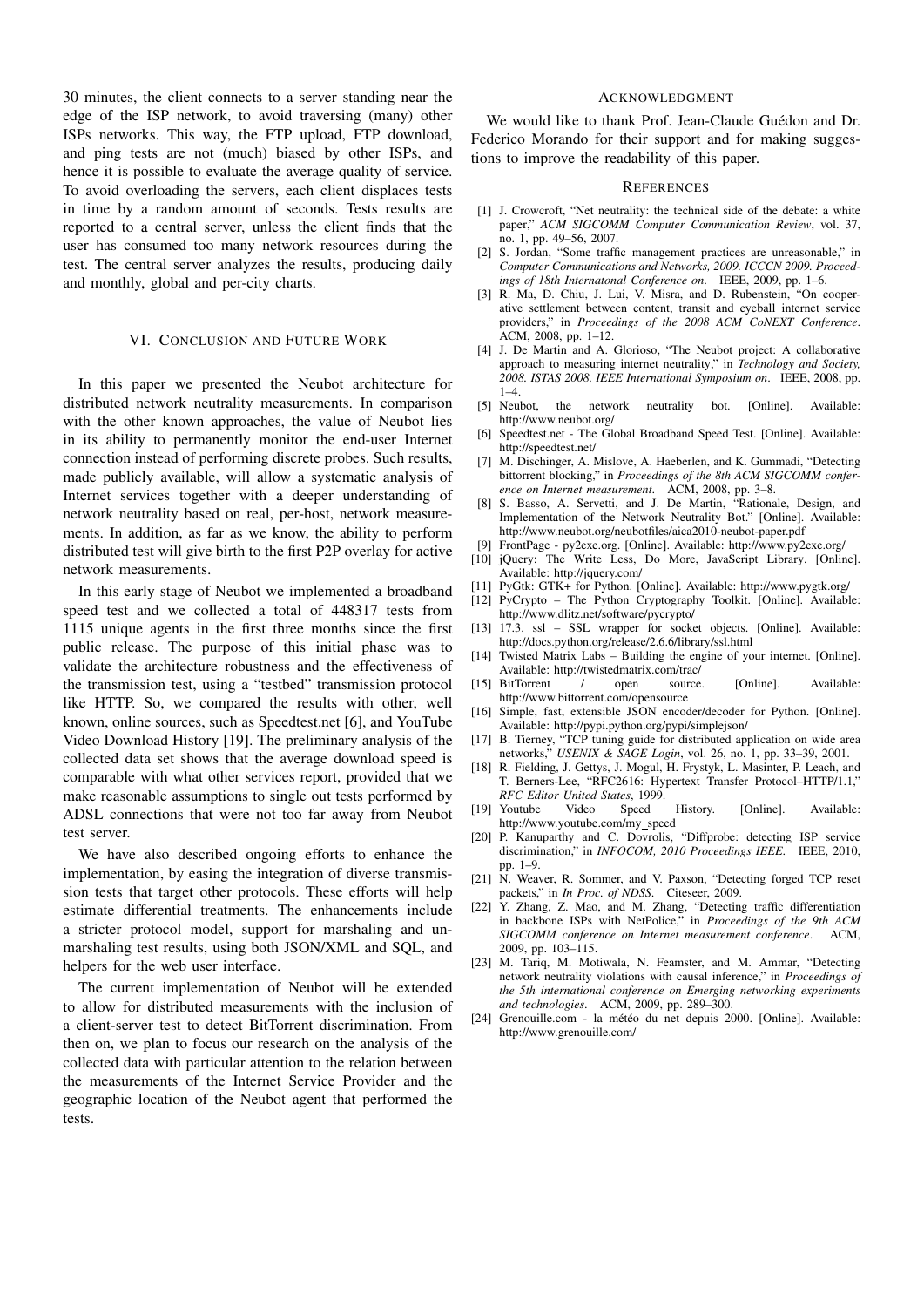30 minutes, the client connects to a server standing near the edge of the ISP network, to avoid traversing (many) other ISPs networks. This way, the FTP upload, FTP download, and ping tests are not (much) biased by other ISPs, and hence it is possible to evaluate the average quality of service. To avoid overloading the servers, each client displaces tests in time by a random amount of seconds. Tests results are reported to a central server, unless the client finds that the user has consumed too many network resources during the test. The central server analyzes the results, producing daily and monthly, global and per-city charts.

## VI. Conclusion and Future Work

In this paper we presented the Neubot architecture for distributed network neutrality measurements. In comparison with the other known approaches, the value of Neubot lies in its ability to permanently monitor the end-user Internet connection instead of performing discrete probes. Such results, made publicly available, will allow a systematic analysis of Internet services together with a deeper understanding of network neutrality based on real, per-host, network measurements. In addition, as far as we know, the ability to perform distributed test will give birth to the first P2P overlay for active network measurements.

In this early stage of Neubot we implemented a broadband speed test and we collected a total of 448317 tests from 1115 unique agents in the first three months since the first public release. The purpose of this initial phase was to validate the architecture robustness and the effectiveness of the transmission test, using a "testbed" transmission protocol like HTTP. So, we compared the results with other, well known, online sources, such as Speedtest.net [6], and YouTube Video Download History [19]. The preliminary analysis of the collected data set shows that the average download speed is comparable with what other services report, provided that we make reasonable assumptions to single out tests performed by ADSL connections that were not too far away from Neubot test server.

We have also described ongoing efforts to enhance the implementation, by easing the integration of diverse transmission tests that target other protocols. These efforts will help estimate differential treatments. The enhancements include a stricter protocol model, support for marshaling and unmarshaling test results, using both JSON/XML and SQL, and helpers for the web user interface.

The current implementation of Neubot will be extended to allow for distributed measurements with the inclusion of a client-server test to detect BitTorrent discrimination. From then on, we plan to focus our research on the analysis of the collected data with particular attention to the relation between the measurements of the Internet Service Provider and the geographic location of the Neubot agent that performed the tests.

## Acknowledgment

We would like to thank Prof. Jean-Claude Guédon and Dr. Federico Morando for their support and for making suggestions to improve the readability of this paper.

## References

[1] J. Crowcroft, "Net neutrality: the technical side of the debate: a white paper," *ACM SIGCOMM Computer Communication Review*, vol. 37, no. 1, pp. 49–56, 2007.

[2] S. Jordan, "Some traffic management practices are unreasonable," in *Computer Communications and Networks, 2009. ICCCN 2009. Proceedings of 18th Internatonal Conference on*. IEEE, 2009, pp. 1–6.

[3] R. Ma, D. Chiu, J. Lui, V. Misra, and D. Rubenstein, "On cooperative settlement between content, transit and eyeball internet service providers," in *Proceedings of the 2008 ACM CoNEXT Conference*. ACM, 2008, pp. 1–12.

[4] J. De Martin and A. Glorioso, "The Neubot project: A collaborative approach to measuring internet neutrality," in *Technology and Society, 2008. ISTAS 2008. IEEE International Symposium on*. IEEE, 2008, pp. 1–4.

[5] Neubot, the network neutrality bot. [Online]. Available: http://www.neubot.org/

[6] Speedtest.net - The Global Broadband Speed Test. [Online]. Available: http://speedtest.net/

[7] M. Dischinger, A. Mislove, A. Haeberlen, and K. Gummadi, "Detecting bittorrent blocking," in *Proceedings of the 8th ACM SIGCOMM conference on Internet measurement*. ACM, 2008, pp. 3–8.

[8] S. Basso, A. Servetti, and J. De Martin, "Rationale, Design, and Implementation of the Network Neutrality Bot." [Online]. Available: http://www.neubot.org/neubotfiles/aica2010-neubot-paper.pdf

[9] FrontPage - py2exe.org. [Online]. Available: http://www.py2exe.org/

[10] jQuery: The Write Less, Do More, JavaScript Library. [Online]. Available: http://jquery.com/

[11] PyGtk: GTK+ for Python. [Online]. Available: http://www.pygtk.org/

[12] PyCrypto – The Python Cryptography Toolkit. [Online]. Available: http://www.dlitz.net/software/pycrypto/

[13] 17.3. ssl – SSL wrapper for socket objects. [Online]. Available: http://docs.python.org/release/2.6.6/library/ssl.html

[14] Twisted Matrix Labs – Building the engine of your internet. [Online]. Available: http://twistedmatrix.com/trac/

[15] BitTorrent / open source. [Online]. Available: http://www.bittorrent.com/opensource

[16] Simple, fast, extensible JSON encoder/decoder for Python. [Online]. Available: http://pypi.python.org/pypi/simplejson/

[17] B. Tierney, "TCP tuning guide for distributed application on wide area networks," *USENIX & SAGE Login*, vol. 26, no. 1, pp. 33–39, 2001.

[18] R. Fielding, J. Gettys, J. Mogul, H. Frystyk, L. Masinter, P. Leach, and T. Berners-Lee, "RFC2616: Hypertext Transfer Protocol–HTTP/1.1," *RFC Editor United States*, 1999.

[19] Youtube Video Speed History. [Online]. Available: http://www.youtube.com/my_speed

[20] P. Kanuparthy and C. Dovrolis, "Diffprobe: detecting ISP service discrimination," in *INFOCOM, 2010 Proceedings IEEE*. IEEE, 2010, pp. 1–9.

[21] N. Weaver, R. Sommer, and V. Paxson, "Detecting forged TCP reset packets," in *In Proc. of NDSS*. Citeseer, 2009.

[22] Y. Zhang, Z. Mao, and M. Zhang, "Detecting traffic differentiation in backbone ISPs with NetPolice," in *Proceedings of the 9th ACM SIGCOMM conference on Internet measurement conference*. ACM, 2009, pp. 103–115.

[23] M. Tariq, M. Motiwala, N. Feamster, and M. Ammar, "Detecting network neutrality violations with causal inference," in *Proceedings of the 5th international conference on Emerging networking experiments and technologies*. ACM, 2009, pp. 289–300.

[24] Grenouille.com - la météo du net depuis 2000. [Online]. Available: http://www.grenouille.com/